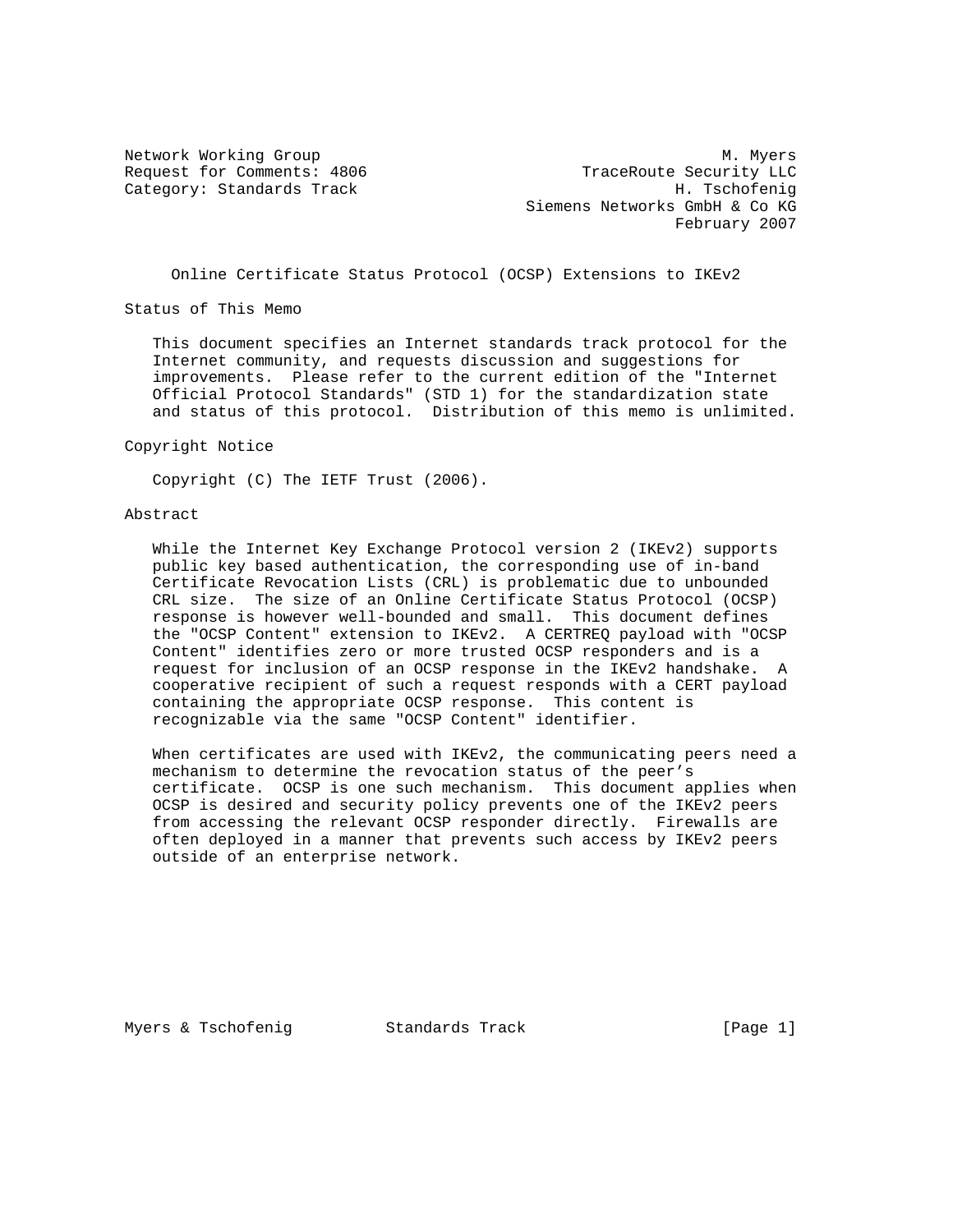Network Working Group M. Myers
Request for Comments: 4806 TraceRoute Security LLC
Category: Standards Track H. Tschofenig
Siemens Networks GmbH & Co KG
February 2007

# Online Certificate Status Protocol (OCSP) Extensions to IKEv2

## Status of This Memo

This document specifies an Internet standards track protocol for the Internet community, and requests discussion and suggestions for improvements. Please refer to the current edition of the "Internet Official Protocol Standards" (STD 1) for the standardization state and status of this protocol. Distribution of this memo is unlimited.

## Copyright Notice

Copyright (C) The IETF Trust (2006).

## Abstract

While the Internet Key Exchange Protocol version 2 (IKEv2) supports public key based authentication, the corresponding use of in-band Certificate Revocation Lists (CRL) is problematic due to unbounded CRL size. The size of an Online Certificate Status Protocol (OCSP) response is however well-bounded and small. This document defines the "OCSP Content" extension to IKEv2. A CERTREQ payload with "OCSP Content" identifies zero or more trusted OCSP responders and is a request for inclusion of an OCSP response in the IKEv2 handshake. A cooperative recipient of such a request responds with a CERT payload containing the appropriate OCSP response. This content is recognizable via the same "OCSP Content" identifier.

When certificates are used with IKEv2, the communicating peers need a mechanism to determine the revocation status of the peer's certificate. OCSP is one such mechanism. This document applies when OCSP is desired and security policy prevents one of the IKEv2 peers from accessing the relevant OCSP responder directly. Firewalls are often deployed in a manner that prevents such access by IKEv2 peers outside of an enterprise network.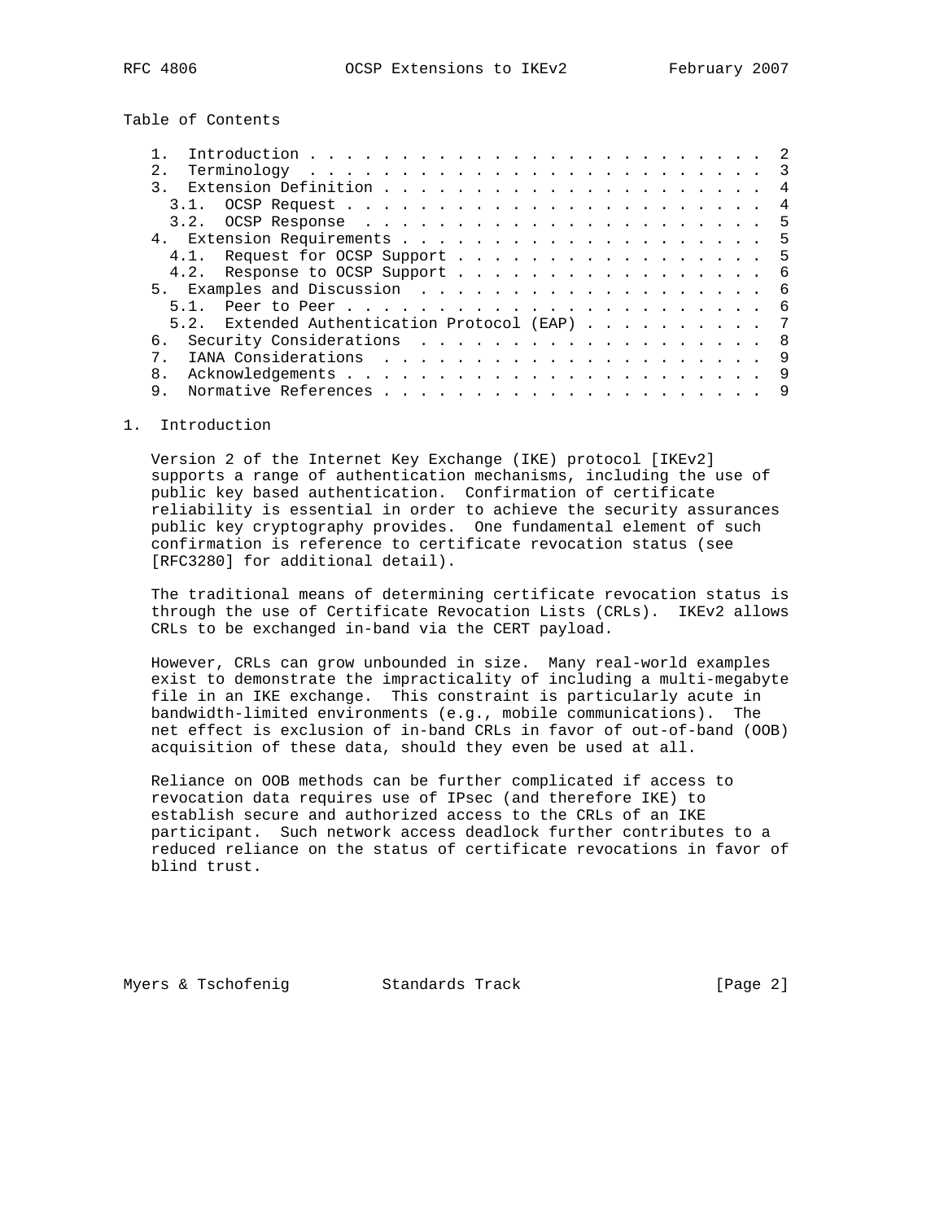Table of Contents

```
   1.  Introduction . . . . . . . . . . . . . . . . . . . . . . . . . 2
   2.  Terminology  . . . . . . . . . . . . . . . . . . . . . . . . . 3
   3.  Extension Definition . . . . . . . . . . . . . . . . . . . . . 4
     3.1.  OCSP Request . . . . . . . . . . . . . . . . . . . . . . . 4
     3.2.  OCSP Response  . . . . . . . . . . . . . . . . . . . . . . 5
   4.  Extension Requirements . . . . . . . . . . . . . . . . . . . . 5
     4.1.  Request for OCSP Support . . . . . . . . . . . . . . . . . 5
     4.2.  Response to OCSP Support . . . . . . . . . . . . . . . . . 6
   5.  Examples and Discussion  . . . . . . . . . . . . . . . . . . . 6
     5.1.  Peer to Peer . . . . . . . . . . . . . . . . . . . . . . . 6
     5.2.  Extended Authentication Protocol (EAP) . . . . . . . . . . 7
   6.  Security Considerations  . . . . . . . . . . . . . . . . . . . 8
   7.  IANA Considerations  . . . . . . . . . . . . . . . . . . . . . 9
   8.  Acknowledgements . . . . . . . . . . . . . . . . . . . . . . . 9
   9.  Normative References . . . . . . . . . . . . . . . . . . . . . 9
```

## 1. Introduction

Version 2 of the Internet Key Exchange (IKE) protocol [IKEv2] supports a range of authentication mechanisms, including the use of public key based authentication. Confirmation of certificate reliability is essential in order to achieve the security assurances public key cryptography provides. One fundamental element of such confirmation is reference to certificate revocation status (see [RFC3280] for additional detail).

The traditional means of determining certificate revocation status is through the use of Certificate Revocation Lists (CRLs). IKEv2 allows CRLs to be exchanged in-band via the CERT payload.

However, CRLs can grow unbounded in size. Many real-world examples exist to demonstrate the impracticality of including a multi-megabyte file in an IKE exchange. This constraint is particularly acute in bandwidth-limited environments (e.g., mobile communications). The net effect is exclusion of in-band CRLs in favor of out-of-band (OOB) acquisition of these data, should they even be used at all.

Reliance on OOB methods can be further complicated if access to revocation data requires use of IPsec (and therefore IKE) to establish secure and authorized access to the CRLs of an IKE participant. Such network access deadlock further contributes to a reduced reliance on the status of certificate revocations in favor of blind trust.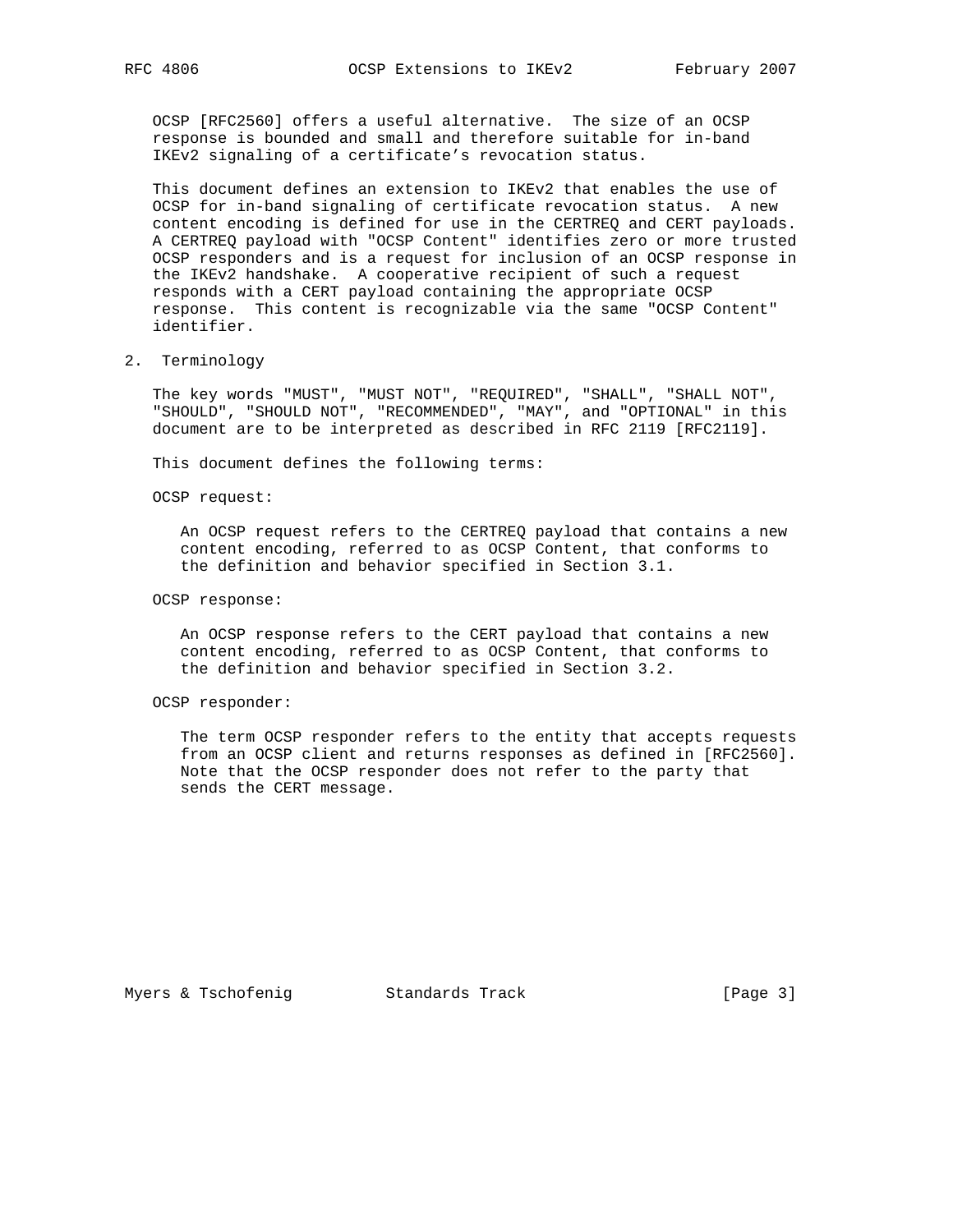OCSP [RFC2560] offers a useful alternative. The size of an OCSP response is bounded and small and therefore suitable for in-band IKEv2 signaling of a certificate's revocation status.

This document defines an extension to IKEv2 that enables the use of OCSP for in-band signaling of certificate revocation status. A new content encoding is defined for use in the CERTREQ and CERT payloads. A CERTREQ payload with "OCSP Content" identifies zero or more trusted OCSP responders and is a request for inclusion of an OCSP response in the IKEv2 handshake. A cooperative recipient of such a request responds with a CERT payload containing the appropriate OCSP response. This content is recognizable via the same "OCSP Content" identifier.

## 2. Terminology

The key words "MUST", "MUST NOT", "REQUIRED", "SHALL", "SHALL NOT", "SHOULD", "SHOULD NOT", "RECOMMENDED", "MAY", and "OPTIONAL" in this document are to be interpreted as described in RFC 2119 [RFC2119].

This document defines the following terms:

OCSP request:

> An OCSP request refers to the CERTREQ payload that contains a new content encoding, referred to as OCSP Content, that conforms to the definition and behavior specified in Section 3.1.

OCSP response:

> An OCSP response refers to the CERT payload that contains a new content encoding, referred to as OCSP Content, that conforms to the definition and behavior specified in Section 3.2.

OCSP responder:

> The term OCSP responder refers to the entity that accepts requests from an OCSP client and returns responses as defined in [RFC2560]. Note that the OCSP responder does not refer to the party that sends the CERT message.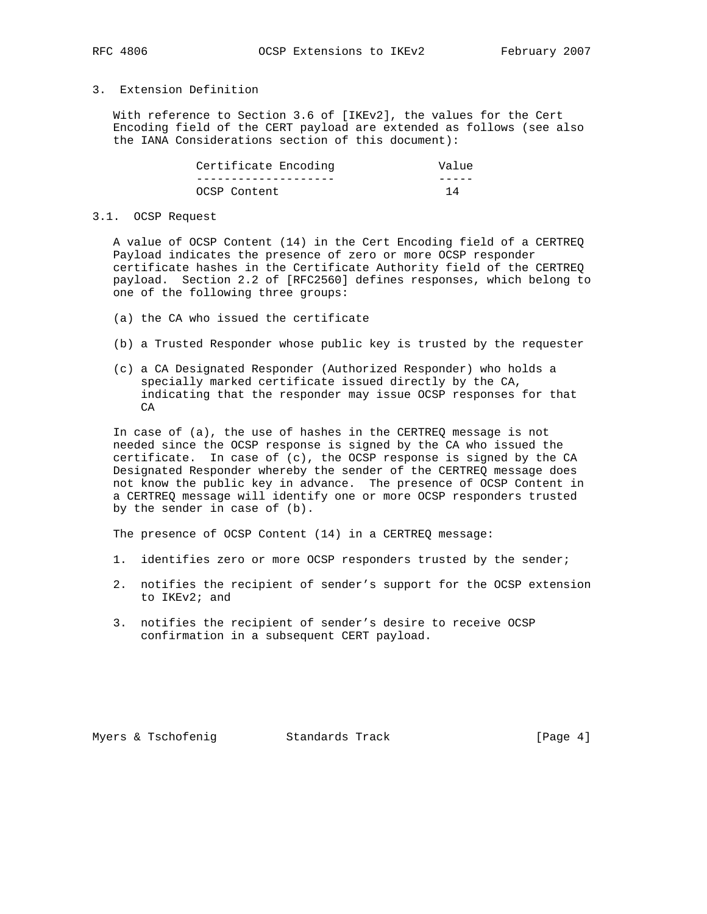## 3. Extension Definition

With reference to Section 3.6 of [IKEv2], the values for the Cert Encoding field of the CERT payload are extended as follows (see also the IANA Considerations section of this document):

| Certificate Encoding | Value |
|---|---|
| OCSP Content | 14 |

### 3.1. OCSP Request

A value of OCSP Content (14) in the Cert Encoding field of a CERTREQ Payload indicates the presence of zero or more OCSP responder certificate hashes in the Certificate Authority field of the CERTREQ payload. Section 2.2 of [RFC2560] defines responses, which belong to one of the following three groups:

(a) the CA who issued the certificate

(b) a Trusted Responder whose public key is trusted by the requester

(c) a CA Designated Responder (Authorized Responder) who holds a specially marked certificate issued directly by the CA, indicating that the responder may issue OCSP responses for that CA

In case of (a), the use of hashes in the CERTREQ message is not needed since the OCSP response is signed by the CA who issued the certificate. In case of (c), the OCSP response is signed by the CA Designated Responder whereby the sender of the CERTREQ message does not know the public key in advance. The presence of OCSP Content in a CERTREQ message will identify one or more OCSP responders trusted by the sender in case of (b).

The presence of OCSP Content (14) in a CERTREQ message:

1. identifies zero or more OCSP responders trusted by the sender;
2. notifies the recipient of sender's support for the OCSP extension to IKEv2; and
3. notifies the recipient of sender's desire to receive OCSP confirmation in a subsequent CERT payload.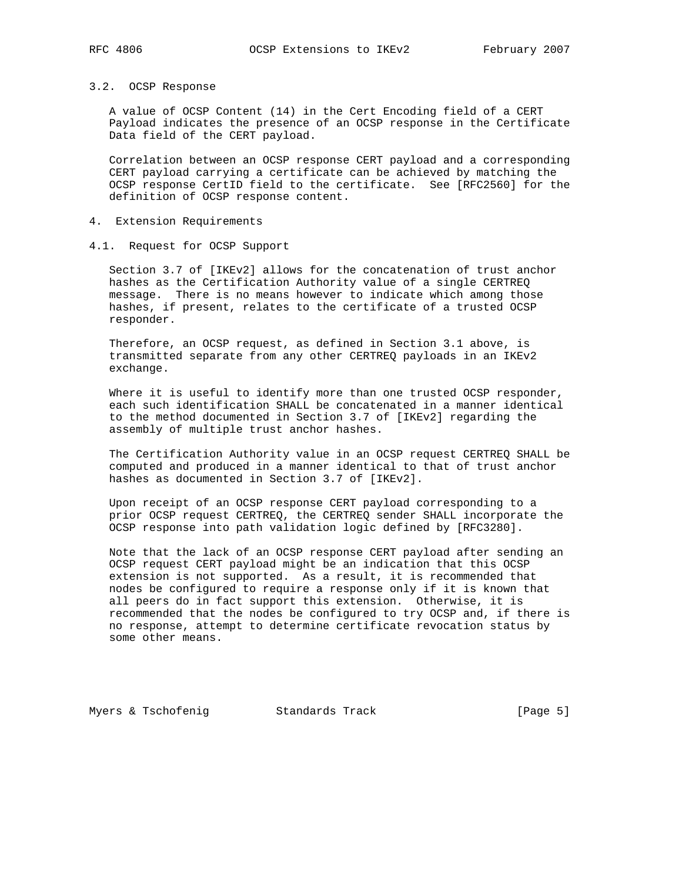### 3.2. OCSP Response

A value of OCSP Content (14) in the Cert Encoding field of a CERT Payload indicates the presence of an OCSP response in the Certificate Data field of the CERT payload.

Correlation between an OCSP response CERT payload and a corresponding CERT payload carrying a certificate can be achieved by matching the OCSP response CertID field to the certificate. See [RFC2560] for the definition of OCSP response content.

## 4. Extension Requirements

### 4.1. Request for OCSP Support

Section 3.7 of [IKEv2] allows for the concatenation of trust anchor hashes as the Certification Authority value of a single CERTREQ message. There is no means however to indicate which among those hashes, if present, relates to the certificate of a trusted OCSP responder.

Therefore, an OCSP request, as defined in Section 3.1 above, is transmitted separate from any other CERTREQ payloads in an IKEv2 exchange.

Where it is useful to identify more than one trusted OCSP responder, each such identification SHALL be concatenated in a manner identical to the method documented in Section 3.7 of [IKEv2] regarding the assembly of multiple trust anchor hashes.

The Certification Authority value in an OCSP request CERTREQ SHALL be computed and produced in a manner identical to that of trust anchor hashes as documented in Section 3.7 of [IKEv2].

Upon receipt of an OCSP response CERT payload corresponding to a prior OCSP request CERTREQ, the CERTREQ sender SHALL incorporate the OCSP response into path validation logic defined by [RFC3280].

Note that the lack of an OCSP response CERT payload after sending an OCSP request CERT payload might be an indication that this OCSP extension is not supported. As a result, it is recommended that nodes be configured to require a response only if it is known that all peers do in fact support this extension. Otherwise, it is recommended that the nodes be configured to try OCSP and, if there is no response, attempt to determine certificate revocation status by some other means.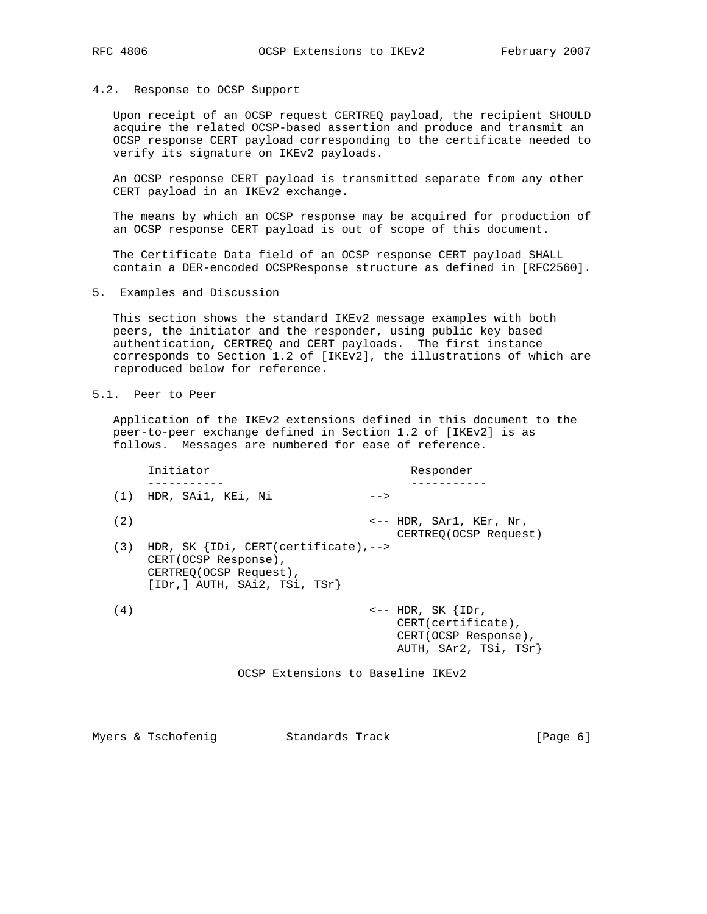### 4.2. Response to OCSP Support

Upon receipt of an OCSP request CERTREQ payload, the recipient SHOULD acquire the related OCSP-based assertion and produce and transmit an OCSP response CERT payload corresponding to the certificate needed to verify its signature on IKEv2 payloads.

An OCSP response CERT payload is transmitted separate from any other CERT payload in an IKEv2 exchange.

The means by which an OCSP response may be acquired for production of an OCSP response CERT payload is out of scope of this document.

The Certificate Data field of an OCSP response CERT payload SHALL contain a DER-encoded OCSPResponse structure as defined in [RFC2560].

## 5. Examples and Discussion

This section shows the standard IKEv2 message examples with both peers, the initiator and the responder, using public key based authentication, CERTREQ and CERT payloads. The first instance corresponds to Section 1.2 of [IKEv2], the illustrations of which are reproduced below for reference.

### 5.1. Peer to Peer

Application of the IKEv2 extensions defined in this document to the peer-to-peer exchange defined in Section 1.2 of [IKEv2] is as follows. Messages are numbered for ease of reference.

```
     Initiator                               Responder
     -----------                             -----------
(1)  HDR, SAi1, KEi, Ni             -->

(2)                                 <-- HDR, SAr1, KEr, Nr,
                                        CERTREQ(OCSP Request)
(3)  HDR, SK {IDi, CERT(certificate),-->
     CERT(OCSP Response),
     CERTREQ(OCSP Request),
     [IDr,] AUTH, SAi2, TSi, TSr}

(4)                                 <-- HDR, SK {IDr,
                                        CERT(certificate),
                                        CERT(OCSP Response),
                                        AUTH, SAr2, TSi, TSr}

                OCSP Extensions to Baseline IKEv2
```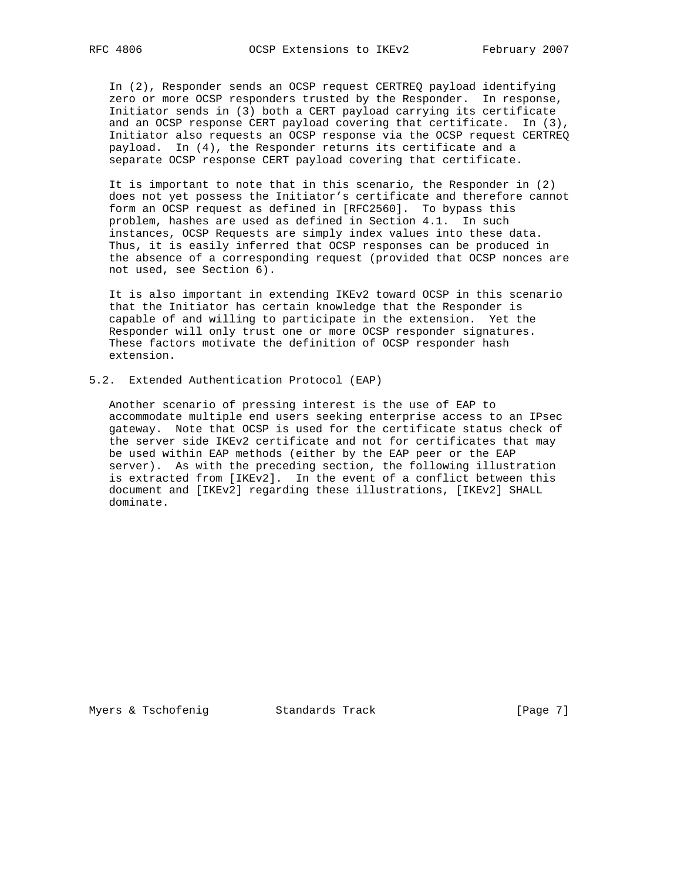In (2), Responder sends an OCSP request CERTREQ payload identifying zero or more OCSP responders trusted by the Responder. In response, Initiator sends in (3) both a CERT payload carrying its certificate and an OCSP response CERT payload covering that certificate. In (3), Initiator also requests an OCSP response via the OCSP request CERTREQ payload. In (4), the Responder returns its certificate and a separate OCSP response CERT payload covering that certificate.

It is important to note that in this scenario, the Responder in (2) does not yet possess the Initiator's certificate and therefore cannot form an OCSP request as defined in [RFC2560]. To bypass this problem, hashes are used as defined in Section 4.1. In such instances, OCSP Requests are simply index values into these data. Thus, it is easily inferred that OCSP responses can be produced in the absence of a corresponding request (provided that OCSP nonces are not used, see Section 6).

It is also important in extending IKEv2 toward OCSP in this scenario that the Initiator has certain knowledge that the Responder is capable of and willing to participate in the extension. Yet the Responder will only trust one or more OCSP responder signatures. These factors motivate the definition of OCSP responder hash extension.

## 5.2. Extended Authentication Protocol (EAP)

Another scenario of pressing interest is the use of EAP to accommodate multiple end users seeking enterprise access to an IPsec gateway. Note that OCSP is used for the certificate status check of the server side IKEv2 certificate and not for certificates that may be used within EAP methods (either by the EAP peer or the EAP server). As with the preceding section, the following illustration is extracted from [IKEv2]. In the event of a conflict between this document and [IKEv2] regarding these illustrations, [IKEv2] SHALL dominate.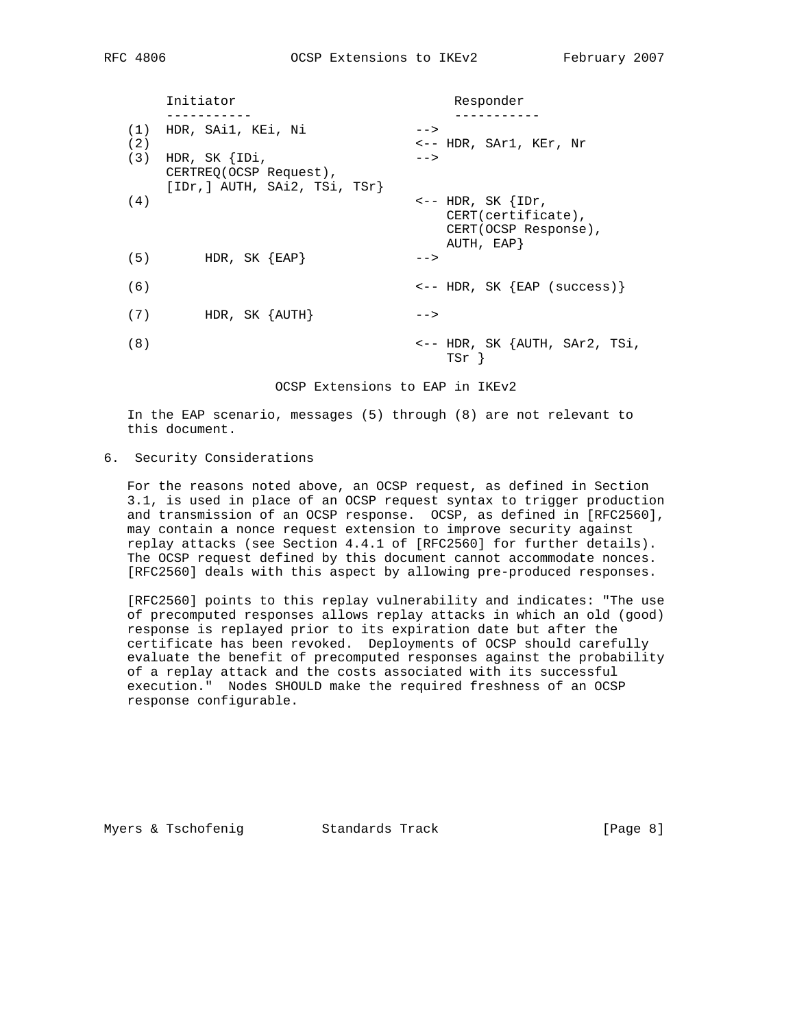```
        Initiator                          Responder
        -----------                        -----------
   (1)  HDR, SAi1, KEi, Ni            -->
   (2)                                <-- HDR, SAr1, KEr, Nr
   (3)  HDR, SK {IDi,                 -->
        CERTREQ(OCSP Request),
        [IDr,] AUTH, SAi2, TSi, TSr}
   (4)                                <-- HDR, SK {IDr,
                                          CERT(certificate),
                                          CERT(OCSP Response),
                                          AUTH, EAP}
   (5)       HDR, SK {EAP}            -->

   (6)                                <-- HDR, SK {EAP (success)}

   (7)       HDR, SK {AUTH}           -->

   (8)                                <-- HDR, SK {AUTH, SAr2, TSi,
                                          TSr }
```

OCSP Extensions to EAP in IKEv2

In the EAP scenario, messages (5) through (8) are not relevant to this document.

## 6. Security Considerations

For the reasons noted above, an OCSP request, as defined in Section 3.1, is used in place of an OCSP request syntax to trigger production and transmission of an OCSP response. OCSP, as defined in [RFC2560], may contain a nonce request extension to improve security against replay attacks (see Section 4.4.1 of [RFC2560] for further details). The OCSP request defined by this document cannot accommodate nonces. [RFC2560] deals with this aspect by allowing pre-produced responses.

[RFC2560] points to this replay vulnerability and indicates: "The use of precomputed responses allows replay attacks in which an old (good) response is replayed prior to its expiration date but after the certificate has been revoked. Deployments of OCSP should carefully evaluate the benefit of precomputed responses against the probability of a replay attack and the costs associated with its successful execution." Nodes SHOULD make the required freshness of an OCSP response configurable.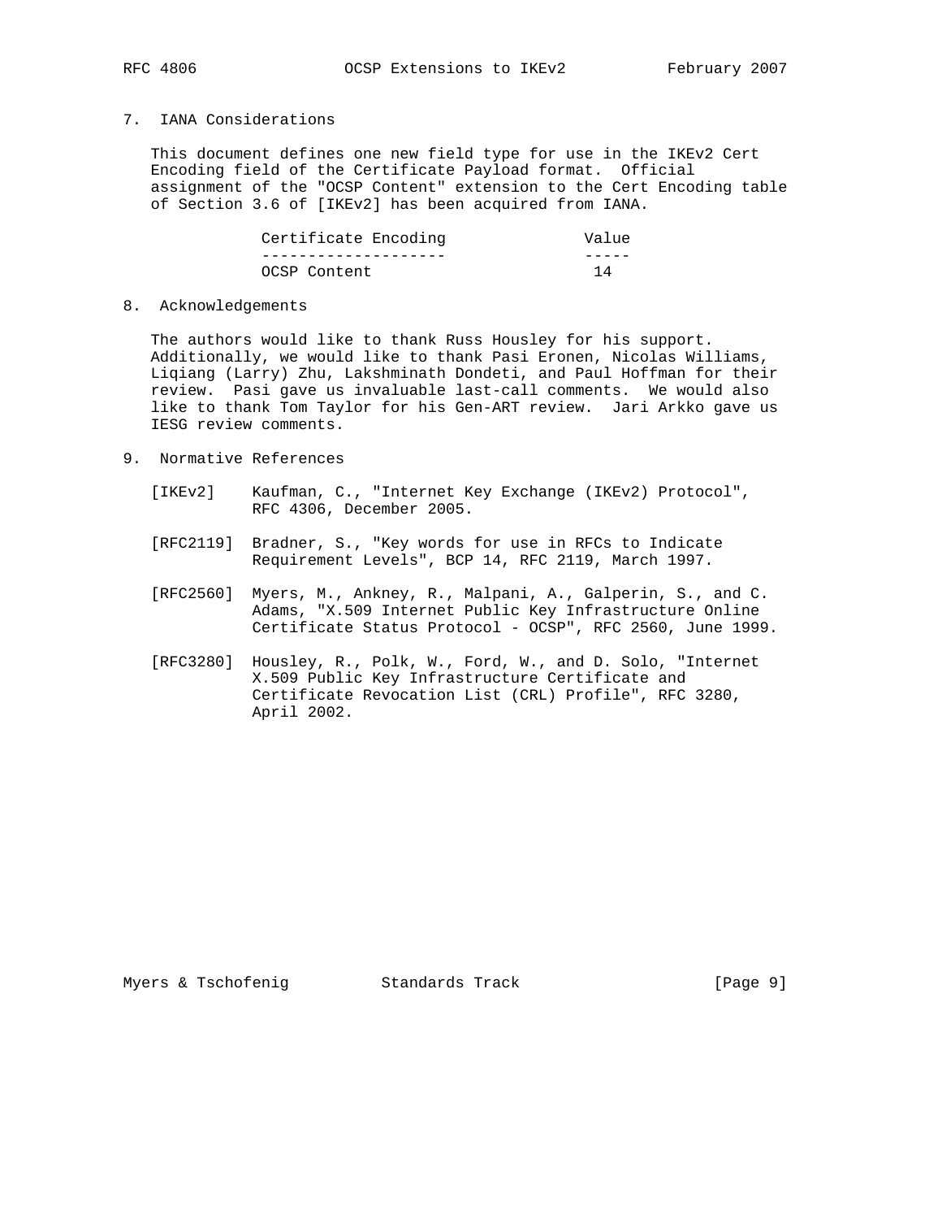## 7. IANA Considerations

This document defines one new field type for use in the IKEv2 Cert Encoding field of the Certificate Payload format. Official assignment of the "OCSP Content" extension to the Cert Encoding table of Section 3.6 of [IKEv2] has been acquired from IANA.

| Certificate Encoding | Value |
| --- | --- |
| OCSP Content | 14 |

## 8. Acknowledgements

The authors would like to thank Russ Housley for his support. Additionally, we would like to thank Pasi Eronen, Nicolas Williams, Liqiang (Larry) Zhu, Lakshminath Dondeti, and Paul Hoffman for their review. Pasi gave us invaluable last-call comments. We would also like to thank Tom Taylor for his Gen-ART review. Jari Arkko gave us IESG review comments.

## 9. Normative References

[IKEv2] Kaufman, C., "Internet Key Exchange (IKEv2) Protocol", RFC 4306, December 2005.

[RFC2119] Bradner, S., "Key words for use in RFCs to Indicate Requirement Levels", BCP 14, RFC 2119, March 1997.

[RFC2560] Myers, M., Ankney, R., Malpani, A., Galperin, S., and C. Adams, "X.509 Internet Public Key Infrastructure Online Certificate Status Protocol - OCSP", RFC 2560, June 1999.

[RFC3280] Housley, R., Polk, W., Ford, W., and D. Solo, "Internet X.509 Public Key Infrastructure Certificate and Certificate Revocation List (CRL) Profile", RFC 3280, April 2002.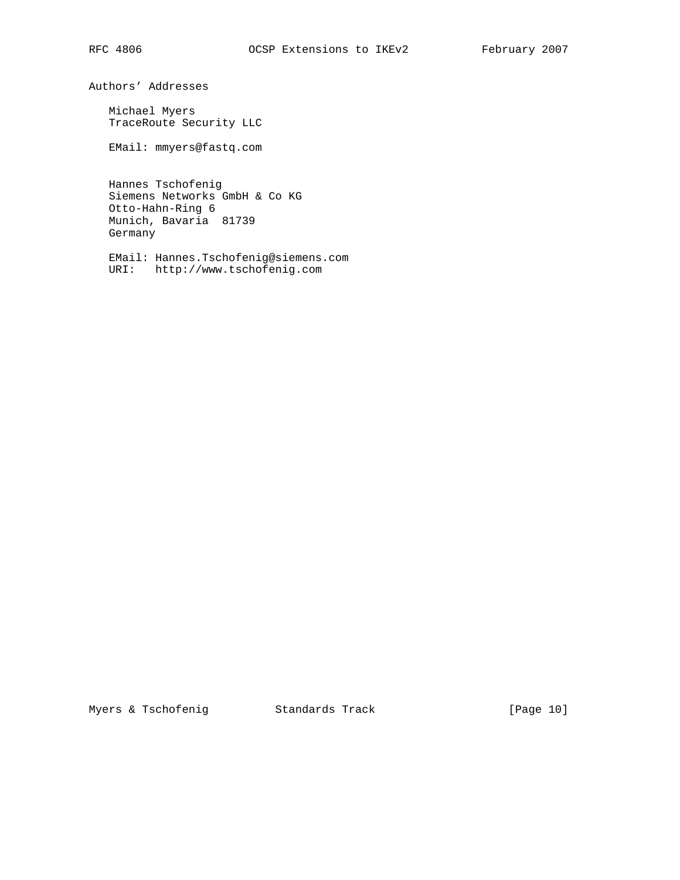## Authors' Addresses

Michael Myers
TraceRoute Security LLC

EMail: mmyers@fastq.com

Hannes Tschofenig
Siemens Networks GmbH & Co KG
Otto-Hahn-Ring 6
Munich, Bavaria  81739
Germany

EMail: Hannes.Tschofenig@siemens.com
URI:   http://www.tschofenig.com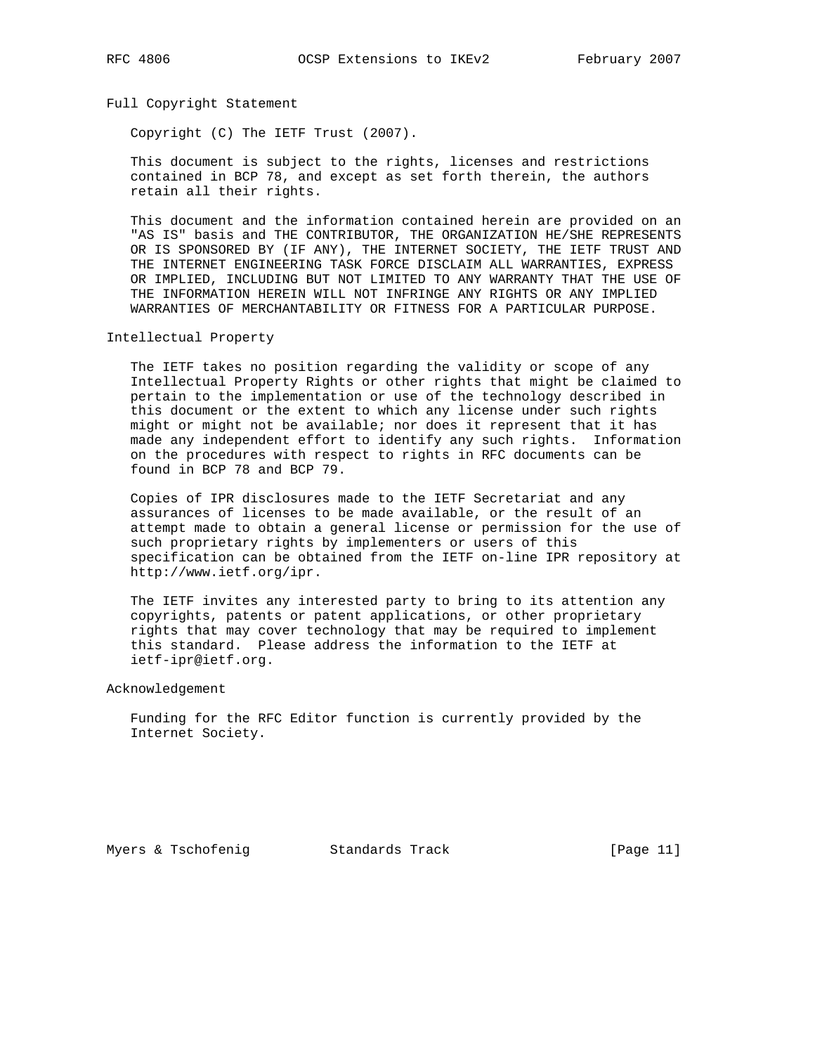## Full Copyright Statement

Copyright (C) The IETF Trust (2007).

This document is subject to the rights, licenses and restrictions contained in BCP 78, and except as set forth therein, the authors retain all their rights.

This document and the information contained herein are provided on an "AS IS" basis and THE CONTRIBUTOR, THE ORGANIZATION HE/SHE REPRESENTS OR IS SPONSORED BY (IF ANY), THE INTERNET SOCIETY, THE IETF TRUST AND THE INTERNET ENGINEERING TASK FORCE DISCLAIM ALL WARRANTIES, EXPRESS OR IMPLIED, INCLUDING BUT NOT LIMITED TO ANY WARRANTY THAT THE USE OF THE INFORMATION HEREIN WILL NOT INFRINGE ANY RIGHTS OR ANY IMPLIED WARRANTIES OF MERCHANTABILITY OR FITNESS FOR A PARTICULAR PURPOSE.

## Intellectual Property

The IETF takes no position regarding the validity or scope of any Intellectual Property Rights or other rights that might be claimed to pertain to the implementation or use of the technology described in this document or the extent to which any license under such rights might or might not be available; nor does it represent that it has made any independent effort to identify any such rights. Information on the procedures with respect to rights in RFC documents can be found in BCP 78 and BCP 79.

Copies of IPR disclosures made to the IETF Secretariat and any assurances of licenses to be made available, or the result of an attempt made to obtain a general license or permission for the use of such proprietary rights by implementers or users of this specification can be obtained from the IETF on-line IPR repository at http://www.ietf.org/ipr.

The IETF invites any interested party to bring to its attention any copyrights, patents or patent applications, or other proprietary rights that may cover technology that may be required to implement this standard. Please address the information to the IETF at ietf-ipr@ietf.org.

## Acknowledgement

Funding for the RFC Editor function is currently provided by the Internet Society.